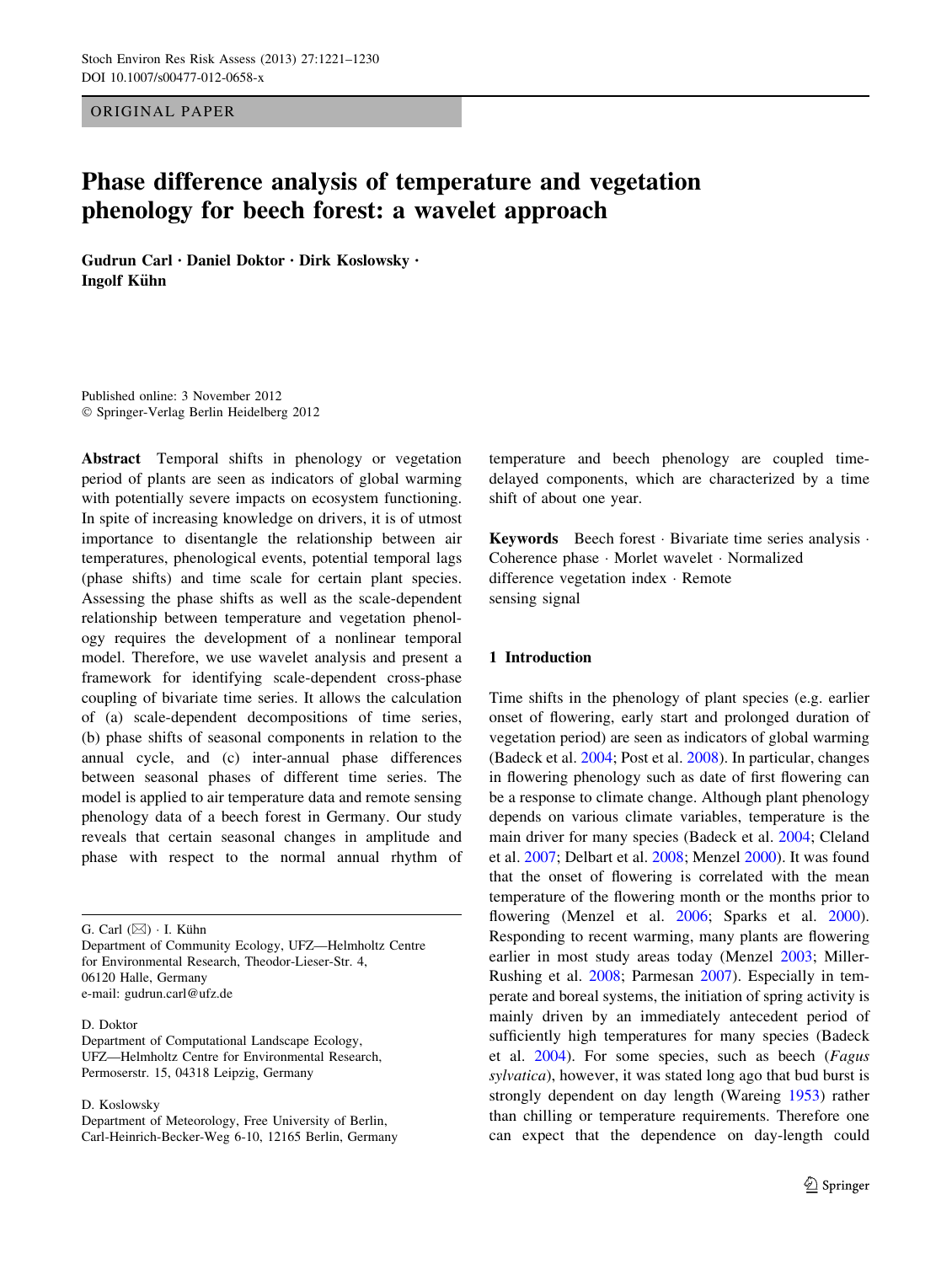ORIGINAL PAPER

# Phase difference analysis of temperature and vegetation phenology for beech forest: a wavelet approach

**Gudrun Carl · Daniel Doktor · Dirk Koslowsky · Ingolf Kühn**

Published online: 3 November 2012
© Springer-Verlag Berlin Heidelberg 2012

**Abstract** Temporal shifts in phenology or vegetation period of plants are seen as indicators of global warming with potentially severe impacts on ecosystem functioning. In spite of increasing knowledge on drivers, it is of utmost importance to disentangle the relationship between air temperatures, phenological events, potential temporal lags (phase shifts) and time scale for certain plant species. Assessing the phase shifts as well as the scale-dependent relationship between temperature and vegetation phenology requires the development of a nonlinear temporal model. Therefore, we use wavelet analysis and present a framework for identifying scale-dependent cross-phase coupling of bivariate time series. It allows the calculation of (a) scale-dependent decompositions of time series, (b) phase shifts of seasonal components in relation to the annual cycle, and (c) inter-annual phase differences between seasonal phases of different time series. The model is applied to air temperature data and remote sensing phenology data of a beech forest in Germany. Our study reveals that certain seasonal changes in amplitude and phase with respect to the normal annual rhythm of temperature and beech phenology are coupled time-delayed components, which are characterized by a time shift of about one year.

**Keywords** Beech forest · Bivariate time series analysis · Coherence phase · Morlet wavelet · Normalized difference vegetation index · Remote sensing signal

G. Carl (✉) · I. Kühn
Department of Community Ecology, UFZ—Helmholtz Centre for Environmental Research, Theodor-Lieser-Str. 4, 06120 Halle, Germany
e-mail: gudrun.carl@ufz.de

D. Doktor
Department of Computational Landscape Ecology, UFZ—Helmholtz Centre for Environmental Research, Permoserstr. 15, 04318 Leipzig, Germany

D. Koslowsky
Department of Meteorology, Free University of Berlin, Carl-Heinrich-Becker-Weg 6-10, 12165 Berlin, Germany

## 1 Introduction

Time shifts in the phenology of plant species (e.g. earlier onset of flowering, early start and prolonged duration of vegetation period) are seen as indicators of global warming (Badeck et al. 2004; Post et al. 2008). In particular, changes in flowering phenology such as date of first flowering can be a response to climate change. Although plant phenology depends on various climate variables, temperature is the main driver for many species (Badeck et al. 2004; Cleland et al. 2007; Delbart et al. 2008; Menzel 2000). It was found that the onset of flowering is correlated with the mean temperature of the flowering month or the months prior to flowering (Menzel et al. 2006; Sparks et al. 2000). Responding to recent warming, many plants are flowering earlier in most study areas today (Menzel 2003; Miller-Rushing et al. 2008; Parmesan 2007). Especially in temperate and boreal systems, the initiation of spring activity is mainly driven by an immediately antecedent period of sufficiently high temperatures for many species (Badeck et al. 2004). For some species, such as beech (*Fagus sylvatica*), however, it was stated long ago that bud burst is strongly dependent on day length (Wareing 1953) rather than chilling or temperature requirements. Therefore one can expect that the dependence on day-length could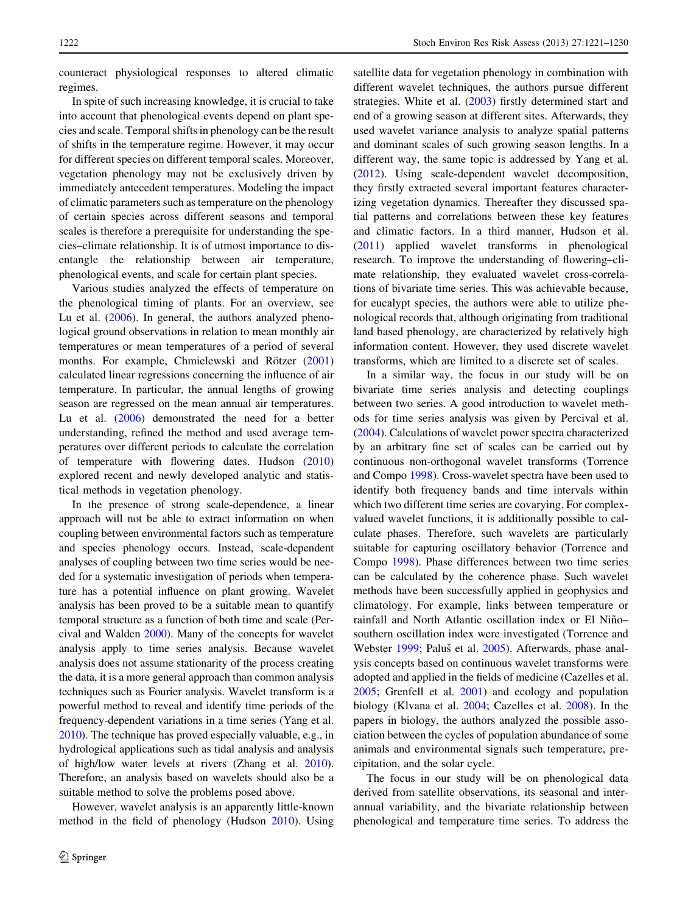counteract physiological responses to altered climatic regimes.

In spite of such increasing knowledge, it is crucial to take into account that phenological events depend on plant species and scale. Temporal shifts in phenology can be the result of shifts in the temperature regime. However, it may occur for different species on different temporal scales. Moreover, vegetation phenology may not be exclusively driven by immediately antecedent temperatures. Modeling the impact of climatic parameters such as temperature on the phenology of certain species across different seasons and temporal scales is therefore a prerequisite for understanding the species–climate relationship. It is of utmost importance to disentangle the relationship between air temperature, phenological events, and scale for certain plant species.

Various studies analyzed the effects of temperature on the phenological timing of plants. For an overview, see Lu et al. (2006). In general, the authors analyzed phenological ground observations in relation to mean monthly air temperatures or mean temperatures of a period of several months. For example, Chmielewski and Rötzer (2001) calculated linear regressions concerning the influence of air temperature. In particular, the annual lengths of growing season are regressed on the mean annual air temperatures. Lu et al. (2006) demonstrated the need for a better understanding, refined the method and used average temperatures over different periods to calculate the correlation of temperature with flowering dates. Hudson (2010) explored recent and newly developed analytic and statistical methods in vegetation phenology.

In the presence of strong scale-dependence, a linear approach will not be able to extract information on when coupling between environmental factors such as temperature and species phenology occurs. Instead, scale-dependent analyses of coupling between two time series would be needed for a systematic investigation of periods when temperature has a potential influence on plant growing. Wavelet analysis has been proved to be a suitable mean to quantify temporal structure as a function of both time and scale (Percival and Walden 2000). Many of the concepts for wavelet analysis apply to time series analysis. Because wavelet analysis does not assume stationarity of the process creating the data, it is a more general approach than common analysis techniques such as Fourier analysis. Wavelet transform is a powerful method to reveal and identify time periods of the frequency-dependent variations in a time series (Yang et al. 2010). The technique has proved especially valuable, e.g., in hydrological applications such as tidal analysis and analysis of high/low water levels at rivers (Zhang et al. 2010). Therefore, an analysis based on wavelets should also be a suitable method to solve the problems posed above.

However, wavelet analysis is an apparently little-known method in the field of phenology (Hudson 2010). Using satellite data for vegetation phenology in combination with different wavelet techniques, the authors pursue different strategies. White et al. (2003) firstly determined start and end of a growing season at different sites. Afterwards, they used wavelet variance analysis to analyze spatial patterns and dominant scales of such growing season lengths. In a different way, the same topic is addressed by Yang et al. (2012). Using scale-dependent wavelet decomposition, they firstly extracted several important features characterizing vegetation dynamics. Thereafter they discussed spatial patterns and correlations between these key features and climatic factors. In a third manner, Hudson et al. (2011) applied wavelet transforms in phenological research. To improve the understanding of flowering–climate relationship, they evaluated wavelet cross-correlations of bivariate time series. This was achievable because, for eucalypt species, the authors were able to utilize phenological records that, although originating from traditional land based phenology, are characterized by relatively high information content. However, they used discrete wavelet transforms, which are limited to a discrete set of scales.

In a similar way, the focus in our study will be on bivariate time series analysis and detecting couplings between two series. A good introduction to wavelet methods for time series analysis was given by Percival et al. (2004). Calculations of wavelet power spectra characterized by an arbitrary fine set of scales can be carried out by continuous non-orthogonal wavelet transforms (Torrence and Compo 1998). Cross-wavelet spectra have been used to identify both frequency bands and time intervals within which two different time series are covarying. For complex-valued wavelet functions, it is additionally possible to calculate phases. Therefore, such wavelets are particularly suitable for capturing oscillatory behavior (Torrence and Compo 1998). Phase differences between two time series can be calculated by the coherence phase. Such wavelet methods have been successfully applied in geophysics and climatology. For example, links between temperature or rainfall and North Atlantic oscillation index or El Niño–southern oscillation index were investigated (Torrence and Webster 1999; Paluš et al. 2005). Afterwards, phase analysis concepts based on continuous wavelet transforms were adopted and applied in the fields of medicine (Cazelles et al. 2005; Grenfell et al. 2001) and ecology and population biology (Klvana et al. 2004; Cazelles et al. 2008). In the papers in biology, the authors analyzed the possible association between the cycles of population abundance of some animals and environmental signals such temperature, precipitation, and the solar cycle.

The focus in our study will be on phenological data derived from satellite observations, its seasonal and interannual variability, and the bivariate relationship between phenological and temperature time series. To address the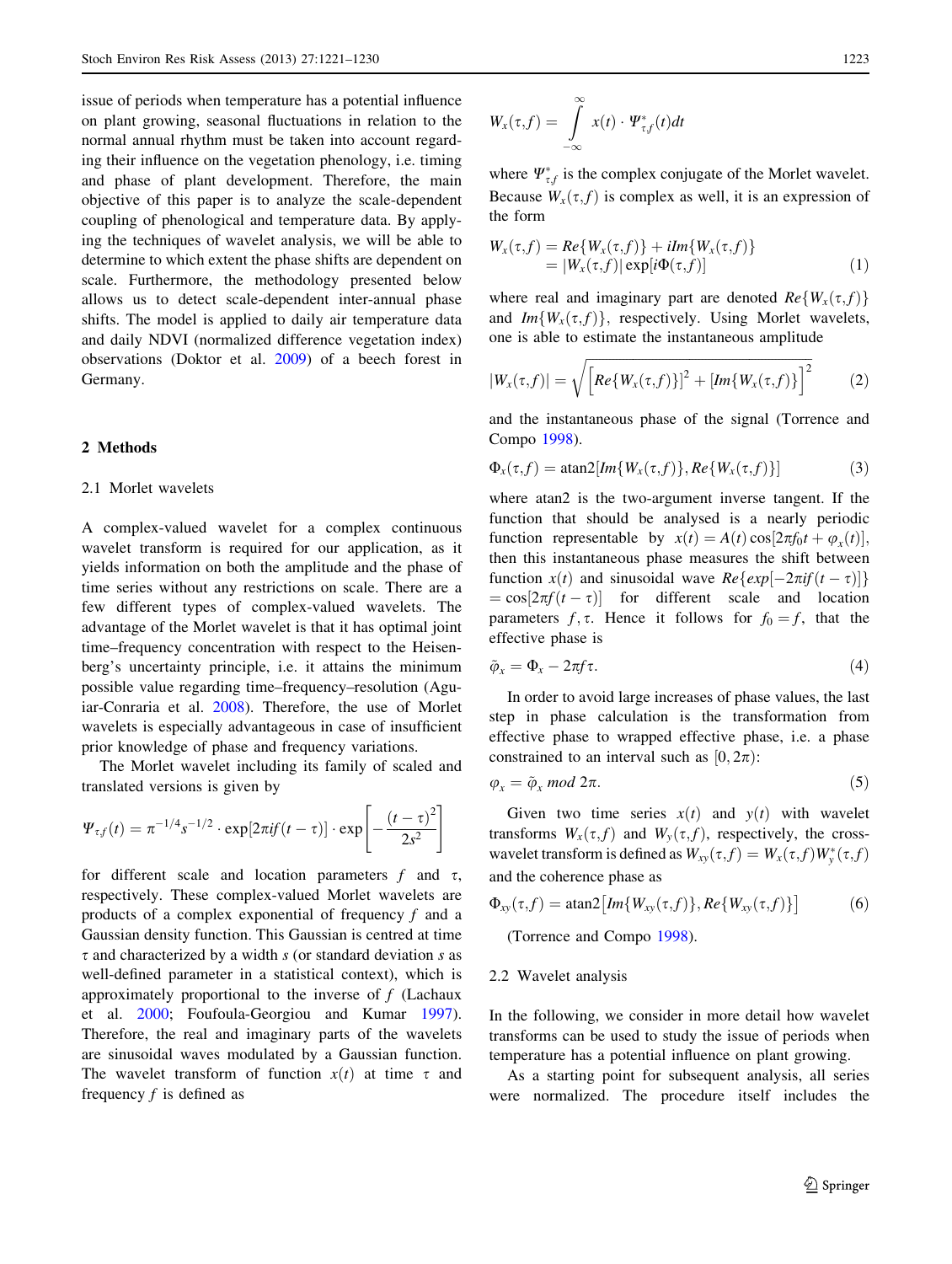issue of periods when temperature has a potential influence on plant growing, seasonal fluctuations in relation to the normal annual rhythm must be taken into account regarding their influence on the vegetation phenology, i.e. timing and phase of plant development. Therefore, the main objective of this paper is to analyze the scale-dependent coupling of phenological and temperature data. By applying the techniques of wavelet analysis, we will be able to determine to which extent the phase shifts are dependent on scale. Furthermore, the methodology presented below allows us to detect scale-dependent inter-annual phase shifts. The model is applied to daily air temperature data and daily NDVI (normalized difference vegetation index) observations (Doktor et al. 2009) of a beech forest in Germany.

## 2 Methods

### 2.1 Morlet wavelets

A complex-valued wavelet for a complex continuous wavelet transform is required for our application, as it yields information on both the amplitude and the phase of time series without any restrictions on scale. There are a few different types of complex-valued wavelets. The advantage of the Morlet wavelet is that it has optimal joint time–frequency concentration with respect to the Heisenberg's uncertainty principle, i.e. it attains the minimum possible value regarding time–frequency–resolution (Aguiar-Conraria et al. 2008). Therefore, the use of Morlet wavelets is especially advantageous in case of insufficient prior knowledge of phase and frequency variations.

The Morlet wavelet including its family of scaled and translated versions is given by

$$\Psi_{\tau,f}(t) = \pi^{-1/4} s^{-1/2} \cdot \exp[2\pi i f(t-\tau)] \cdot \exp\left[-\frac{(t-\tau)^2}{2s^2}\right]$$

for different scale and location parameters $f$ and $\tau$, respectively. These complex-valued Morlet wavelets are products of a complex exponential of frequency $f$ and a Gaussian density function. This Gaussian is centred at time $\tau$ and characterized by a width $s$ (or standard deviation $s$ as well-defined parameter in a statistical context), which is approximately proportional to the inverse of $f$ (Lachaux et al. 2000; Foufoula-Georgiou and Kumar 1997). Therefore, the real and imaginary parts of the wavelets are sinusoidal waves modulated by a Gaussian function. The wavelet transform of function $x(t)$ at time $\tau$ and frequency $f$ is defined as

$$W_x(\tau,f) = \int_{-\infty}^{\infty} x(t) \cdot \Psi^*_{\tau,f}(t) dt$$

where $\Psi^*_{\tau,f}$ is the complex conjugate of the Morlet wavelet. Because $W_x(\tau,f)$ is complex as well, it is an expression of the form

$$\begin{aligned} W_x(\tau,f) &= Re\{W_x(\tau,f)\} + i Im\{W_x(\tau,f)\} \\ &= |W_x(\tau,f)| \exp[i\Phi(\tau,f)] \end{aligned} \tag{1}$$

where real and imaginary part are denoted $Re\{W_x(\tau,f)\}$ and $Im\{W_x(\tau,f)\}$, respectively. Using Morlet wavelets, one is able to estimate the instantaneous amplitude

$$|W_x(\tau,f)| = \sqrt{\left[Re\{W_x(\tau,f)\}\right]^2 + \left[Im\{W_x(\tau,f)\}\right]^2} \tag{2}$$

and the instantaneous phase of the signal (Torrence and Compo 1998).

$$\Phi_x(\tau,f) = \text{atan2}[Im\{W_x(\tau,f)\}, Re\{W_x(\tau,f)\}] \tag{3}$$

where atan2 is the two-argument inverse tangent. If the function that should be analysed is a nearly periodic function representable by $x(t) = A(t)\cos[2\pi f_0 t + \varphi_x(t)]$, then this instantaneous phase measures the shift between function $x(t)$ and sinusoidal wave $Re\{exp[-2\pi i f(t-\tau)]\} = \cos[2\pi f(t-\tau)]$ for different scale and location parameters $f, \tau$. Hence it follows for $f_0 = f$, that the effective phase is

$$\tilde{\varphi}_x = \Phi_x - 2\pi f \tau. \tag{4}$$

In order to avoid large increases of phase values, the last step in phase calculation is the transformation from effective phase to wrapped effective phase, i.e. a phase constrained to an interval such as $[0, 2\pi)$:

$$\varphi_x = \tilde{\varphi}_x \ mod\ 2\pi. \tag{5}$$

Given two time series $x(t)$ and $y(t)$ with wavelet transforms $W_x(\tau,f)$ and $W_y(\tau,f)$, respectively, the cross-wavelet transform is defined as $W_{xy}(\tau,f) = W_x(\tau,f)W^*_y(\tau,f)$ and the coherence phase as

$$\Phi_{xy}(\tau,f) = \text{atan2}\left[Im\{W_{xy}(\tau,f)\}, Re\{W_{xy}(\tau,f)\}\right] \tag{6}$$

(Torrence and Compo 1998).

### 2.2 Wavelet analysis

In the following, we consider in more detail how wavelet transforms can be used to study the issue of periods when temperature has a potential influence on plant growing.

As a starting point for subsequent analysis, all series were normalized. The procedure itself includes the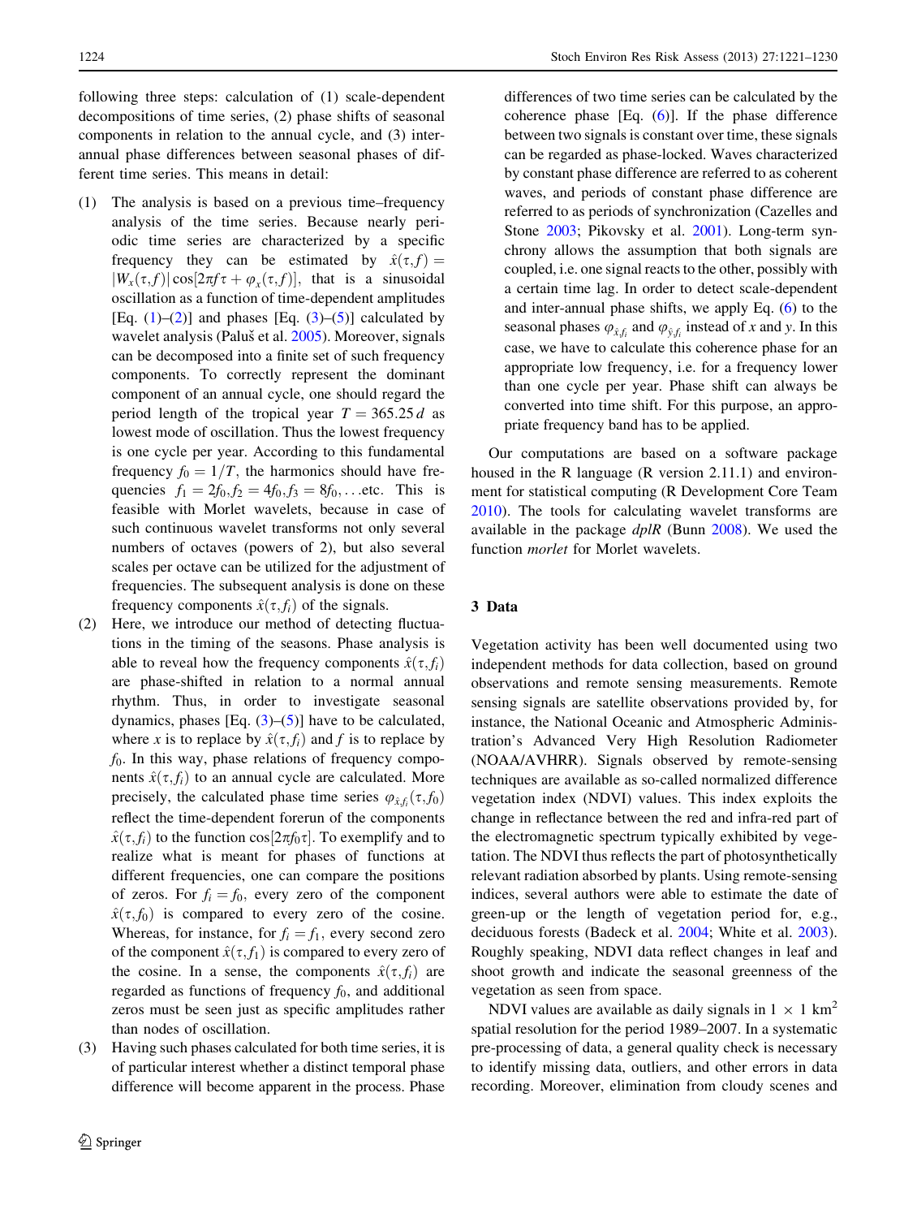following three steps: calculation of (1) scale-dependent decompositions of time series, (2) phase shifts of seasonal components in relation to the annual cycle, and (3) inter-annual phase differences between seasonal phases of different time series. This means in detail:

1. The analysis is based on a previous time–frequency analysis of the time series. Because nearly periodic time series are characterized by a specific frequency they can be estimated by $\hat{x}(\tau, f) = |W_x(\tau, f)| \cos[2\pi f \tau + \varphi_x(\tau, f)]$, that is a sinusoidal oscillation as a function of time-dependent amplitudes [Eq. (1)–(2)] and phases [Eq. (3)–(5)] calculated by wavelet analysis (Paluš et al. 2005). Moreover, signals can be decomposed into a finite set of such frequency components. To correctly represent the dominant component of an annual cycle, one should regard the period length of the tropical year $T = 365.25\,d$ as lowest mode of oscillation. Thus the lowest frequency is one cycle per year. According to this fundamental frequency $f_0 = 1/T$, the harmonics should have frequencies $f_1 = 2f_0, f_2 = 4f_0, f_3 = 8f_0, \ldots$ etc. This is feasible with Morlet wavelets, because in case of such continuous wavelet transforms not only several numbers of octaves (powers of 2), but also several scales per octave can be utilized for the adjustment of frequencies. The subsequent analysis is done on these frequency components $\hat{x}(\tau, f_i)$ of the signals.
2. Here, we introduce our method of detecting fluctuations in the timing of the seasons. Phase analysis is able to reveal how the frequency components $\hat{x}(\tau, f_i)$ are phase-shifted in relation to a normal annual rhythm. Thus, in order to investigate seasonal dynamics, phases [Eq. (3)–(5)] have to be calculated, where $x$ is to replace by $\hat{x}(\tau, f_i)$ and $f$ is to replace by $f_0$. In this way, phase relations of frequency components $\hat{x}(\tau, f_i)$ to an annual cycle are calculated. More precisely, the calculated phase time series $\varphi_{\hat{x}_{f_i}}(\tau, f_0)$ reflect the time-dependent forerun of the components $\hat{x}(\tau, f_i)$ to the function $\cos[2\pi f_0 \tau]$. To exemplify and to realize what is meant for phases of functions at different frequencies, one can compare the positions of zeros. For $f_i = f_0$, every zero of the component $\hat{x}(\tau, f_0)$ is compared to every zero of the cosine. Whereas, for instance, for $f_i = f_1$, every second zero of the component $\hat{x}(\tau, f_1)$ is compared to every zero of the cosine. In a sense, the components $\hat{x}(\tau, f_i)$ are regarded as functions of frequency $f_0$, and additional zeros must be seen just as specific amplitudes rather than nodes of oscillation.
3. Having such phases calculated for both time series, it is of particular interest whether a distinct temporal phase difference will become apparent in the process. Phase differences of two time series can be calculated by the coherence phase [Eq. (6)]. If the phase difference between two signals is constant over time, these signals can be regarded as phase-locked. Waves characterized by constant phase difference are referred to as coherent waves, and periods of constant phase difference are referred to as periods of synchronization (Cazelles and Stone 2003; Pikovsky et al. 2001). Long-term synchrony allows the assumption that both signals are coupled, i.e. one signal reacts to the other, possibly with a certain time lag. In order to detect scale-dependent and inter-annual phase shifts, we apply Eq. (6) to the seasonal phases $\varphi_{\hat{x}_{f_i}}$ and $\varphi_{\hat{y}_{f_i}}$ instead of $x$ and $y$. In this case, we have to calculate this coherence phase for an appropriate low frequency, i.e. for a frequency lower than one cycle per year. Phase shift can always be converted into time shift. For this purpose, an appropriate frequency band has to be applied.

Our computations are based on a software package housed in the R language (R version 2.11.1) and environment for statistical computing (R Development Core Team 2010). The tools for calculating wavelet transforms are available in the package *dplR* (Bunn 2008). We used the function *morlet* for Morlet wavelets.

## 3 Data

Vegetation activity has been well documented using two independent methods for data collection, based on ground observations and remote sensing measurements. Remote sensing signals are satellite observations provided by, for instance, the National Oceanic and Atmospheric Administration's Advanced Very High Resolution Radiometer (NOAA/AVHRR). Signals observed by remote-sensing techniques are available as so-called normalized difference vegetation index (NDVI) values. This index exploits the change in reflectance between the red and infra-red part of the electromagnetic spectrum typically exhibited by vegetation. The NDVI thus reflects the part of photosynthetically relevant radiation absorbed by plants. Using remote-sensing indices, several authors were able to estimate the date of green-up or the length of vegetation period for, e.g., deciduous forests (Badeck et al. 2004; White et al. 2003). Roughly speaking, NDVI data reflect changes in leaf and shoot growth and indicate the seasonal greenness of the vegetation as seen from space.

NDVI values are available as daily signals in $1 \times 1\ \text{km}^2$ spatial resolution for the period 1989–2007. In a systematic pre-processing of data, a general quality check is necessary to identify missing data, outliers, and other errors in data recording. Moreover, elimination from cloudy scenes and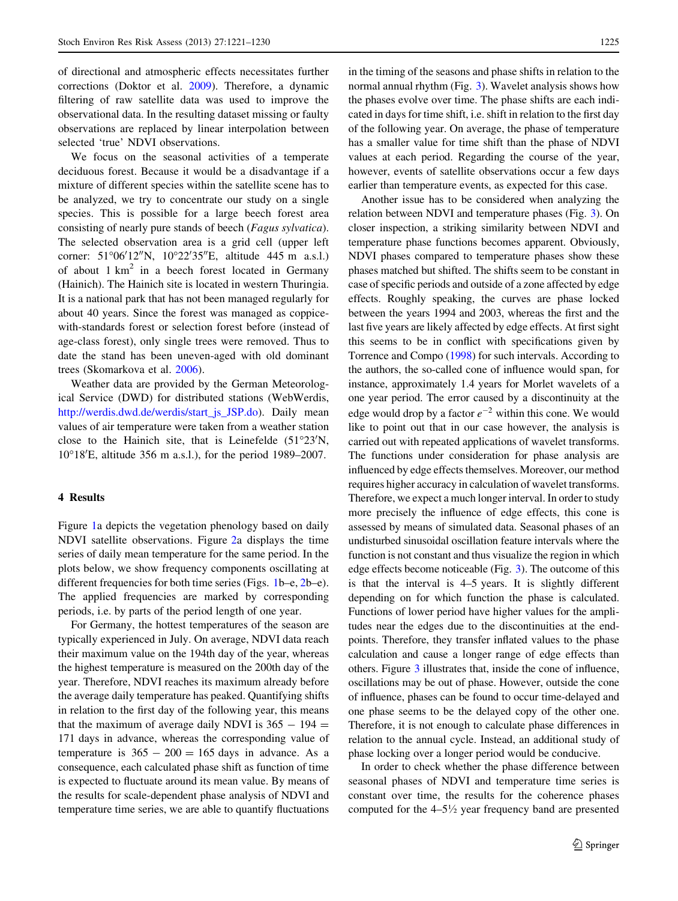of directional and atmospheric effects necessitates further corrections (Doktor et al. 2009). Therefore, a dynamic filtering of raw satellite data was used to improve the observational data. In the resulting dataset missing or faulty observations are replaced by linear interpolation between selected 'true' NDVI observations.

We focus on the seasonal activities of a temperate deciduous forest. Because it would be a disadvantage if a mixture of different species within the satellite scene has to be analyzed, we try to concentrate our study on a single species. This is possible for a large beech forest area consisting of nearly pure stands of beech (*Fagus sylvatica*). The selected observation area is a grid cell (upper left corner: 51°06′12″N, 10°22′35″E, altitude 445 m a.s.l.) of about 1 km$^2$ in a beech forest located in Germany (Hainich). The Hainich site is located in western Thuringia. It is a national park that has not been managed regularly for about 40 years. Since the forest was managed as coppice-with-standards forest or selection forest before (instead of age-class forest), only single trees were removed. Thus to date the stand has been uneven-aged with old dominant trees (Skomarkova et al. 2006).

Weather data are provided by the German Meteorological Service (DWD) for distributed stations (WebWerdis, http://werdis.dwd.de/werdis/start_js_JSP.do). Daily mean values of air temperature were taken from a weather station close to the Hainich site, that is Leinefelde (51°23′N, 10°18′E, altitude 356 m a.s.l.), for the period 1989–2007.

## 4 Results

Figure 1a depicts the vegetation phenology based on daily NDVI satellite observations. Figure 2a displays the time series of daily mean temperature for the same period. In the plots below, we show frequency components oscillating at different frequencies for both time series (Figs. 1b–e, 2b–e). The applied frequencies are marked by corresponding periods, i.e. by parts of the period length of one year.

For Germany, the hottest temperatures of the season are typically experienced in July. On average, NDVI data reach their maximum value on the 194th day of the year, whereas the highest temperature is measured on the 200th day of the year. Therefore, NDVI reaches its maximum already before the average daily temperature has peaked. Quantifying shifts in relation to the first day of the following year, this means that the maximum of average daily NDVI is $365 - 194 = 171$ days in advance, whereas the corresponding value of temperature is $365 - 200 = 165$ days in advance. As a consequence, each calculated phase shift as function of time is expected to fluctuate around its mean value. By means of the results for scale-dependent phase analysis of NDVI and temperature time series, we are able to quantify fluctuations in the timing of the seasons and phase shifts in relation to the normal annual rhythm (Fig. 3). Wavelet analysis shows how the phases evolve over time. The phase shifts are each indicated in days for time shift, i.e. shift in relation to the first day of the following year. On average, the phase of temperature has a smaller value for time shift than the phase of NDVI values at each period. Regarding the course of the year, however, events of satellite observations occur a few days earlier than temperature events, as expected for this case.

Another issue has to be considered when analyzing the relation between NDVI and temperature phases (Fig. 3). On closer inspection, a striking similarity between NDVI and temperature phase functions becomes apparent. Obviously, NDVI phases compared to temperature phases show these phases matched but shifted. The shifts seem to be constant in case of specific periods and outside of a zone affected by edge effects. Roughly speaking, the curves are phase locked between the years 1994 and 2003, whereas the first and the last five years are likely affected by edge effects. At first sight this seems to be in conflict with specifications given by Torrence and Compo (1998) for such intervals. According to the authors, the so-called cone of influence would span, for instance, approximately 1.4 years for Morlet wavelets of a one year period. The error caused by a discontinuity at the edge would drop by a factor $e^{-2}$ within this cone. We would like to point out that in our case however, the analysis is carried out with repeated applications of wavelet transforms. The functions under consideration for phase analysis are influenced by edge effects themselves. Moreover, our method requires higher accuracy in calculation of wavelet transforms. Therefore, we expect a much longer interval. In order to study more precisely the influence of edge effects, this cone is assessed by means of simulated data. Seasonal phases of an undisturbed sinusoidal oscillation feature intervals where the function is not constant and thus visualize the region in which edge effects become noticeable (Fig. 3). The outcome of this is that the interval is 4–5 years. It is slightly different depending on for which function the phase is calculated. Functions of lower period have higher values for the amplitudes near the edges due to the discontinuities at the endpoints. Therefore, they transfer inflated values to the phase calculation and cause a longer range of edge effects than others. Figure 3 illustrates that, inside the cone of influence, oscillations may be out of phase. However, outside the cone of influence, phases can be found to occur time-delayed and one phase seems to be the delayed copy of the other one. Therefore, it is not enough to calculate phase differences in relation to the annual cycle. Instead, an additional study of phase locking over a longer period would be conducive.

In order to check whether the phase difference between seasonal phases of NDVI and temperature time series is constant over time, the results for the coherence phases computed for the 4–5½ year frequency band are presented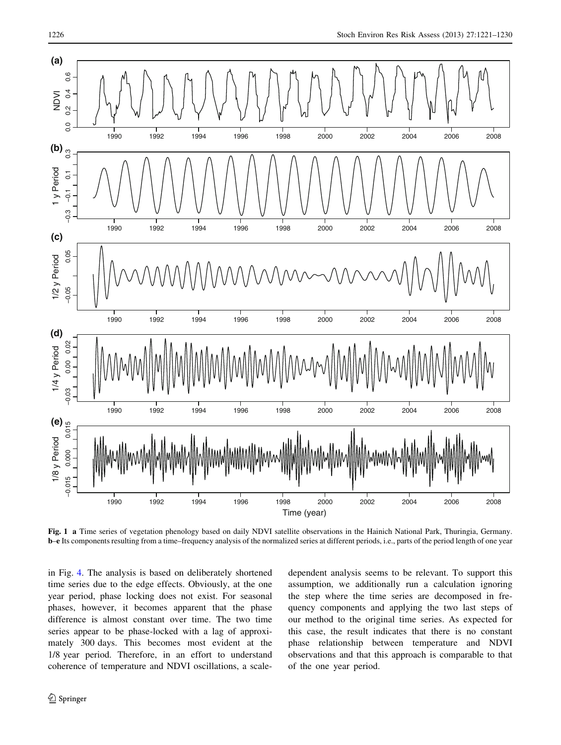**Fig. 1** **a** Time series of vegetation phenology based on daily NDVI satellite observations in the Hainich National Park, Thuringia, Germany. **b–e** Its components resulting from a time–frequency analysis of the normalized series at different periods, i.e., parts of the period length of one year

in Fig. 4. The analysis is based on deliberately shortened time series due to the edge effects. Obviously, at the one year period, phase locking does not exist. For seasonal phases, however, it becomes apparent that the phase difference is almost constant over time. The two time series appear to be phase-locked with a lag of approximately 300 days. This becomes most evident at the 1/8 year period. Therefore, in an effort to understand coherence of temperature and NDVI oscillations, a scale-dependent analysis seems to be relevant. To support this assumption, we additionally run a calculation ignoring the step where the time series are decomposed in frequency components and applying the two last steps of our method to the original time series. As expected for this case, the result indicates that there is no constant phase relationship between temperature and NDVI observations and that this approach is comparable to that of the one year period.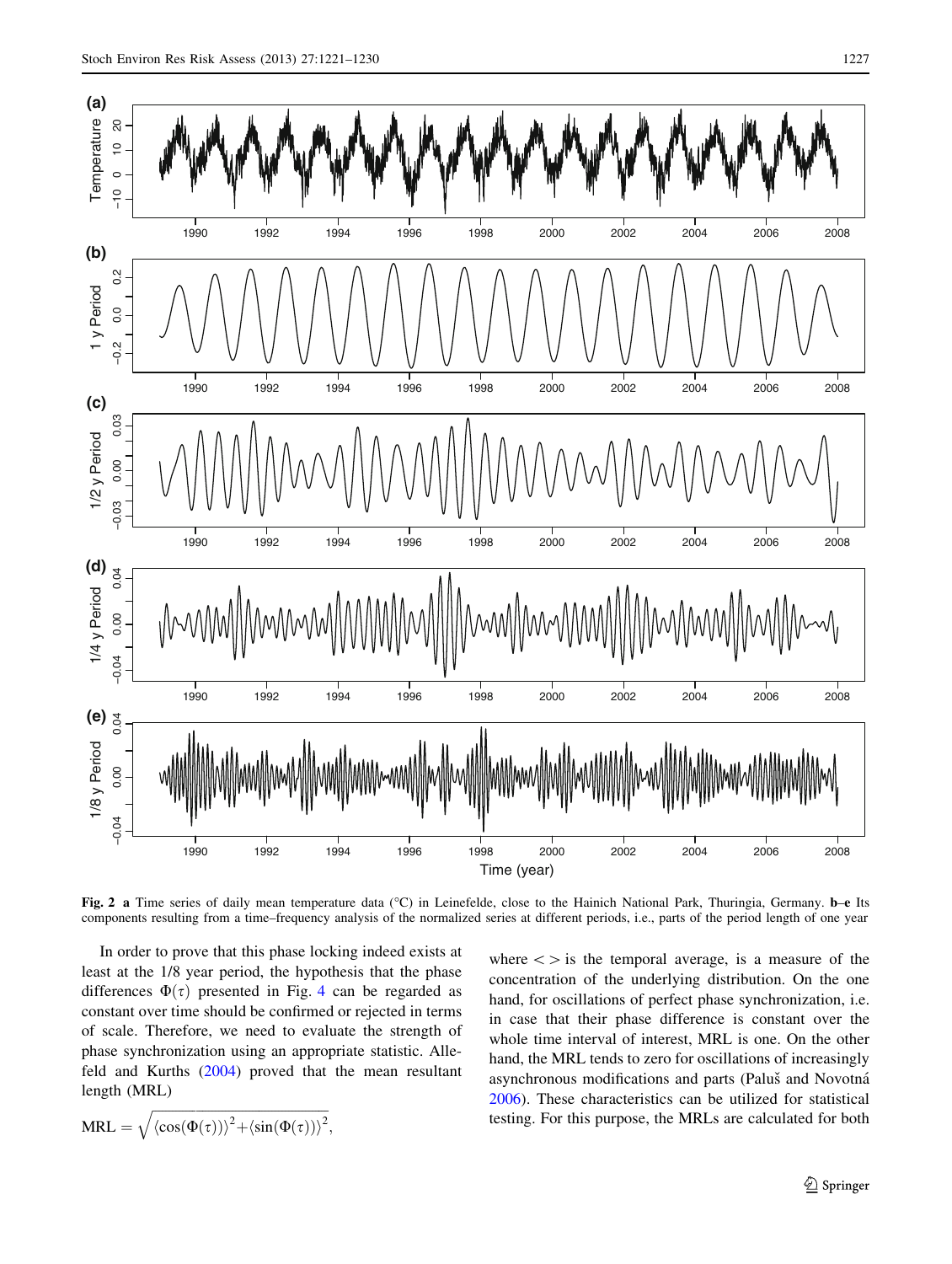**Fig. 2** **a** Time series of daily mean temperature data (°C) in Leinefelde, close to the Hainich National Park, Thuringia, Germany. **b–e** Its components resulting from a time–frequency analysis of the normalized series at different periods, i.e., parts of the period length of one year

In order to prove that this phase locking indeed exists at least at the 1/8 year period, the hypothesis that the phase differences $\Phi(\tau)$ presented in Fig. 4 can be regarded as constant over time should be confirmed or rejected in terms of scale. Therefore, we need to evaluate the strength of phase synchronization using an appropriate statistic. Allefeld and Kurths (2004) proved that the mean resultant length (MRL)

$$\mathrm{MRL} = \sqrt{\langle\cos(\Phi(\tau))\rangle^2 + \langle\sin(\Phi(\tau))\rangle^2},$$

where $<>$ is the temporal average, is a measure of the concentration of the underlying distribution. On the one hand, for oscillations of perfect phase synchronization, i.e. in case that their phase difference is constant over the whole time interval of interest, MRL is one. On the other hand, the MRL tends to zero for oscillations of increasingly asynchronous modifications and parts (Paluš and Novotná 2006). These characteristics can be utilized for statistical testing. For this purpose, the MRLs are calculated for both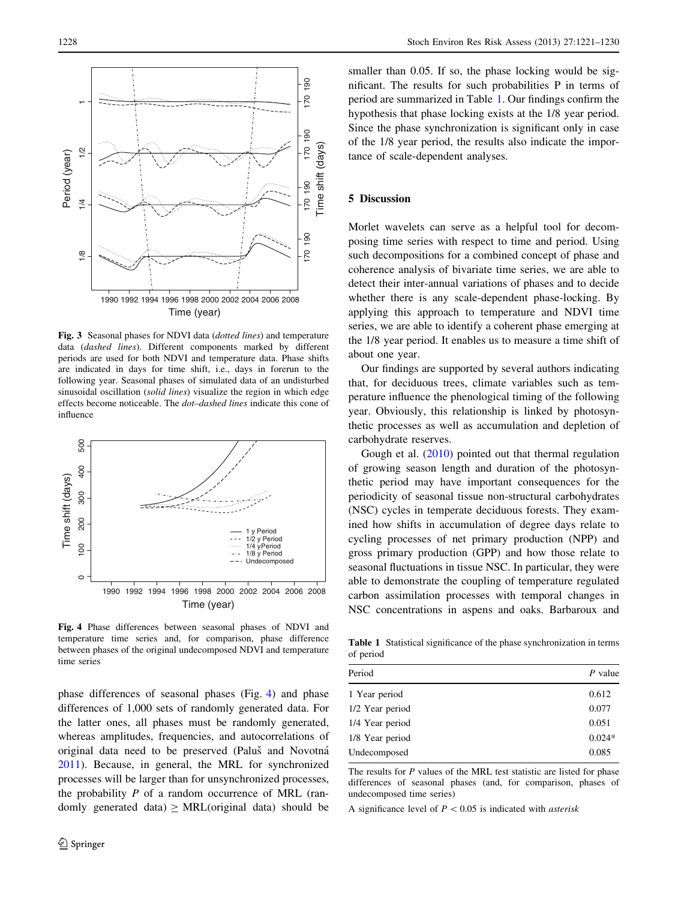Fig. 3 Seasonal phases for NDVI data (*dotted lines*) and temperature data (*dashed lines*). Different components marked by different periods are used for both NDVI and temperature data. Phase shifts are indicated in days for time shift, i.e., days in forerun to the following year. Seasonal phases of simulated data of an undisturbed sinusoidal oscillation (*solid lines*) visualize the region in which edge effects become noticeable. The *dot–dashed lines* indicate this cone of influence

Fig. 4 Phase differences between seasonal phases of NDVI and temperature time series and, for comparison, phase difference between phases of the original undecomposed NDVI and temperature time series

phase differences of seasonal phases (Fig. 4) and phase differences of 1,000 sets of randomly generated data. For the latter ones, all phases must be randomly generated, whereas amplitudes, frequencies, and autocorrelations of original data need to be preserved (Paluš and Novotná 2011). Because, in general, the MRL for synchronized processes will be larger than for unsynchronized processes, the probability $P$ of a random occurrence of MRL (randomly generated data) $\geq$ MRL(original data) should be smaller than 0.05. If so, the phase locking would be significant. The results for such probabilities P in terms of period are summarized in Table 1. Our findings confirm the hypothesis that phase locking exists at the 1/8 year period. Since the phase synchronization is significant only in case of the 1/8 year period, the results also indicate the importance of scale-dependent analyses.

## 5 Discussion

Morlet wavelets can serve as a helpful tool for decomposing time series with respect to time and period. Using such decompositions for a combined concept of phase and coherence analysis of bivariate time series, we are able to detect their inter-annual variations of phases and to decide whether there is any scale-dependent phase-locking. By applying this approach to temperature and NDVI time series, we are able to identify a coherent phase emerging at the 1/8 year period. It enables us to measure a time shift of about one year.

Our findings are supported by several authors indicating that, for deciduous trees, climate variables such as temperature influence the phenological timing of the following year. Obviously, this relationship is linked by photosynthetic processes as well as accumulation and depletion of carbohydrate reserves.

Gough et al. (2010) pointed out that thermal regulation of growing season length and duration of the photosynthetic period may have important consequences for the periodicity of seasonal tissue non-structural carbohydrates (NSC) cycles in temperate deciduous forests. They examined how shifts in accumulation of degree days relate to cycling processes of net primary production (NPP) and gross primary production (GPP) and how those relate to seasonal fluctuations in tissue NSC. In particular, they were able to demonstrate the coupling of temperature regulated carbon assimilation processes with temporal changes in NSC concentrations in aspens and oaks. Barbaroux and

Table 1 Statistical significance of the phase synchronization in terms of period

| Period | *P* value |
|---|---|
| 1 Year period | 0.612 |
| 1/2 Year period | 0.077 |
| 1/4 Year period | 0.051 |
| 1/8 Year period | 0.024* |
| Undecomposed | 0.085 |

The results for $P$ values of the MRL test statistic are listed for phase differences of seasonal phases (and, for comparison, phases of undecomposed time series)

A significance level of $P < 0.05$ is indicated with *asterisk*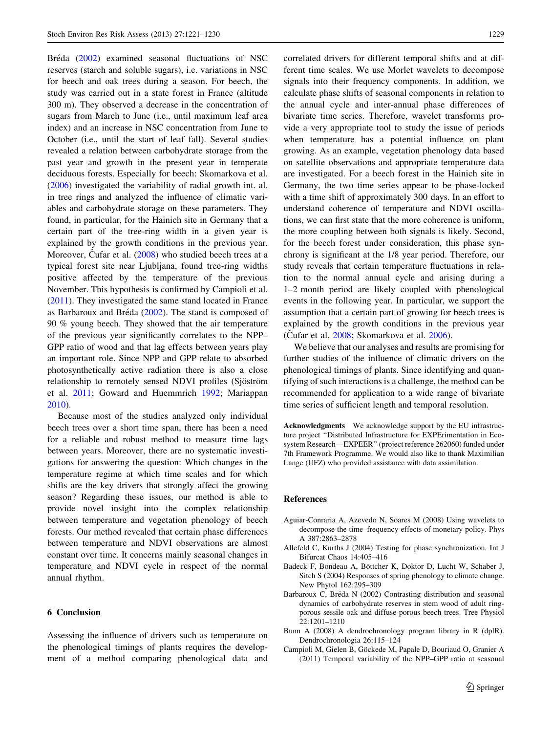Bréda (2002) examined seasonal fluctuations of NSC reserves (starch and soluble sugars), i.e. variations in NSC for beech and oak trees during a season. For beech, the study was carried out in a state forest in France (altitude 300 m). They observed a decrease in the concentration of sugars from March to June (i.e., until maximum leaf area index) and an increase in NSC concentration from June to October (i.e., until the start of leaf fall). Several studies revealed a relation between carbohydrate storage from the past year and growth in the present year in temperate deciduous forests. Especially for beech: Skomarkova et al. (2006) investigated the variability of radial growth int. al. in tree rings and analyzed the influence of climatic variables and carbohydrate storage on these parameters. They found, in particular, for the Hainich site in Germany that a certain part of the tree-ring width in a given year is explained by the growth conditions in the previous year. Moreover, Čufar et al. (2008) who studied beech trees at a typical forest site near Ljubljana, found tree-ring widths positive affected by the temperature of the previous November. This hypothesis is confirmed by Campioli et al. (2011). They investigated the same stand located in France as Barbaroux and Bréda (2002). The stand is composed of 90 % young beech. They showed that the air temperature of the previous year significantly correlates to the NPP–GPP ratio of wood and that lag effects between years play an important role. Since NPP and GPP relate to absorbed photosynthetically active radiation there is also a close relationship to remotely sensed NDVI profiles (Sjöström et al. 2011; Goward and Huemmrich 1992; Mariappan 2010).

Because most of the studies analyzed only individual beech trees over a short time span, there has been a need for a reliable and robust method to measure time lags between years. Moreover, there are no systematic investigations for answering the question: Which changes in the temperature regime at which time scales and for which shifts are the key drivers that strongly affect the growing season? Regarding these issues, our method is able to provide novel insight into the complex relationship between temperature and vegetation phenology of beech forests. Our method revealed that certain phase differences between temperature and NDVI observations are almost constant over time. It concerns mainly seasonal changes in temperature and NDVI cycle in respect of the normal annual rhythm.

## 6 Conclusion

Assessing the influence of drivers such as temperature on the phenological timings of plants requires the development of a method comparing phenological data and correlated drivers for different temporal shifts and at different time scales. We use Morlet wavelets to decompose signals into their frequency components. In addition, we calculate phase shifts of seasonal components in relation to the annual cycle and inter-annual phase differences of bivariate time series. Therefore, wavelet transforms provide a very appropriate tool to study the issue of periods when temperature has a potential influence on plant growing. As an example, vegetation phenology data based on satellite observations and appropriate temperature data are investigated. For a beech forest in the Hainich site in Germany, the two time series appear to be phase-locked with a time shift of approximately 300 days. In an effort to understand coherence of temperature and NDVI oscillations, we can first state that the more coherence is uniform, the more coupling between both signals is likely. Second, for the beech forest under consideration, this phase synchrony is significant at the 1/8 year period. Therefore, our study reveals that certain temperature fluctuations in relation to the normal annual cycle and arising during a 1–2 month period are likely coupled with phenological events in the following year. In particular, we support the assumption that a certain part of growing for beech trees is explained by the growth conditions in the previous year (Čufar et al. 2008; Skomarkova et al. 2006).

We believe that our analyses and results are promising for further studies of the influence of climatic drivers on the phenological timings of plants. Since identifying and quantifying of such interactions is a challenge, the method can be recommended for application to a wide range of bivariate time series of sufficient length and temporal resolution.

**Acknowledgments** We acknowledge support by the EU infrastructure project "Distributed Infrastructure for EXPErimentation in Ecosystem Research—EXPEER" (project reference 262060) funded under 7th Framework Programme. We would also like to thank Maximilian Lange (UFZ) who provided assistance with data assimilation.

## References

Aguiar-Conraria A, Azevedo N, Soares M (2008) Using wavelets to decompose the time–frequency effects of monetary policy. Phys A 387:2863–2878

Allefeld C, Kurths J (2004) Testing for phase synchronization. Int J Bifurcat Chaos 14:405–416

Badeck F, Bondeau A, Böttcher K, Doktor D, Lucht W, Schaber J, Sitch S (2004) Responses of spring phenology to climate change. New Phytol 162:295–309

Barbaroux C, Bréda N (2002) Contrasting distribution and seasonal dynamics of carbohydrate reserves in stem wood of adult ring-porous sessile oak and diffuse-porous beech trees. Tree Physiol 22:1201–1210

Bunn A (2008) A dendrochronology program library in R (dplR). Dendrochronologia 26:115–124

Campioli M, Gielen B, Göckede M, Papale D, Bouriaud O, Granier A (2011) Temporal variability of the NPP–GPP ratio at seasonal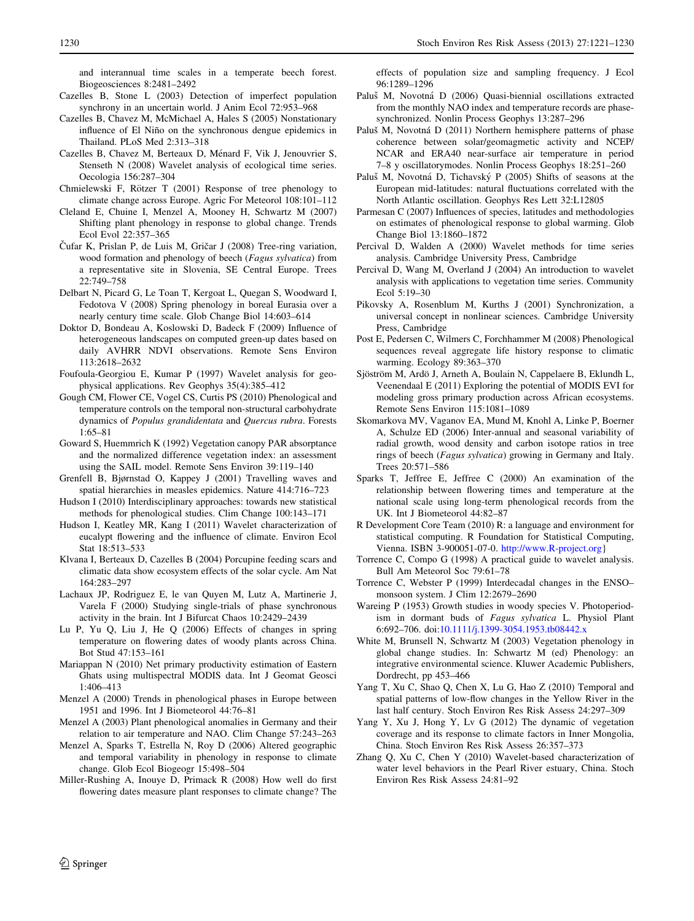and interannual time scales in a temperate beech forest. Biogeosciences 8:2481–2492

Cazelles B, Stone L (2003) Detection of imperfect population synchrony in an uncertain world. J Anim Ecol 72:953–968

Cazelles B, Chavez M, McMichael A, Hales S (2005) Nonstationary influence of El Niño on the synchronous dengue epidemics in Thailand. PLoS Med 2:313–318

Cazelles B, Chavez M, Berteaux D, Ménard F, Vik J, Jenouvrier S, Stenseth N (2008) Wavelet analysis of ecological time series. Oecologia 156:287–304

Chmielewski F, Rötzer T (2001) Response of tree phenology to climate change across Europe. Agric For Meteorol 108:101–112

Cleland E, Chuine I, Menzel A, Mooney H, Schwartz M (2007) Shifting plant phenology in response to global change. Trends Ecol Evol 22:357–365

Čufar K, Prislan P, de Luis M, Gričar J (2008) Tree-ring variation, wood formation and phenology of beech (*Fagus sylvatica*) from a representative site in Slovenia, SE Central Europe. Trees 22:749–758

Delbart N, Picard G, Le Toan T, Kergoat L, Quegan S, Woodward I, Fedotova V (2008) Spring phenology in boreal Eurasia over a nearly century time scale. Glob Change Biol 14:603–614

Doktor D, Bondeau A, Koslowski D, Badeck F (2009) Influence of heterogeneous landscapes on computed green-up dates based on daily AVHRR NDVI observations. Remote Sens Environ 113:2618–2632

Foufoula-Georgiou E, Kumar P (1997) Wavelet analysis for geophysical applications. Rev Geophys 35(4):385–412

Gough CM, Flower CE, Vogel CS, Curtis PS (2010) Phenological and temperature controls on the temporal non-structural carbohydrate dynamics of *Populus grandidentata* and *Quercus rubra*. Forests 1:65–81

Goward S, Huemmrich K (1992) Vegetation canopy PAR absorptance and the normalized difference vegetation index: an assessment using the SAIL model. Remote Sens Environ 39:119–140

Grenfell B, Bjørnstad O, Kappey J (2001) Travelling waves and spatial hierarchies in measles epidemics. Nature 414:716–723

Hudson I (2010) Interdisciplinary approaches: towards new statistical methods for phenological studies. Clim Change 100:143–171

Hudson I, Keatley MR, Kang I (2011) Wavelet characterization of eucalypt flowering and the influence of climate. Environ Ecol Stat 18:513–533

Klvana I, Berteaux D, Cazelles B (2004) Porcupine feeding scars and climatic data show ecosystem effects of the solar cycle. Am Nat 164:283–297

Lachaux JP, Rodriguez E, le van Quyen M, Lutz A, Martinerie J, Varela F (2000) Studying single-trials of phase synchronous activity in the brain. Int J Bifurcat Chaos 10:2429–2439

Lu P, Yu Q, Liu J, He Q (2006) Effects of changes in spring temperature on flowering dates of woody plants across China. Bot Stud 47:153–161

Mariappan N (2010) Net primary productivity estimation of Eastern Ghats using multispectral MODIS data. Int J Geomat Geosci 1:406–413

Menzel A (2000) Trends in phenological phases in Europe between 1951 and 1996. Int J Biometeorol 44:76–81

Menzel A (2003) Plant phenological anomalies in Germany and their relation to air temperature and NAO. Clim Change 57:243–263

Menzel A, Sparks T, Estrella N, Roy D (2006) Altered geographic and temporal variability in phenology in response to climate change. Glob Ecol Biogeogr 15:498–504

Miller-Rushing A, Inouye D, Primack R (2008) How well do first flowering dates measure plant responses to climate change? The effects of population size and sampling frequency. J Ecol 96:1289–1296

Paluš M, Novotná D (2006) Quasi-biennial oscillations extracted from the monthly NAO index and temperature records are phase-synchronized. Nonlin Process Geophys 13:287–296

Paluš M, Novotná D (2011) Northern hemisphere patterns of phase coherence between solar/geomagmetic activity and NCEP/NCAR and ERA40 near-surface air temperature in period 7–8 y oscillatorymodes. Nonlin Process Geophys 18:251–260

Paluš M, Novotná D, Tichavský P (2005) Shifts of seasons at the European mid-latitudes: natural fluctuations correlated with the North Atlantic oscillation. Geophys Res Lett 32:L12805

Parmesan C (2007) Influences of species, latitudes and methodologies on estimates of phenological response to global warming. Glob Change Biol 13:1860–1872

Percival D, Walden A (2000) Wavelet methods for time series analysis. Cambridge University Press, Cambridge

Percival D, Wang M, Overland J (2004) An introduction to wavelet analysis with applications to vegetation time series. Community Ecol 5:19–30

Pikovsky A, Rosenblum M, Kurths J (2001) Synchronization, a universal concept in nonlinear sciences. Cambridge University Press, Cambridge

Post E, Pedersen C, Wilmers C, Forchhammer M (2008) Phenological sequences reveal aggregate life history response to climatic warming. Ecology 89:363–370

Sjöström M, Ardö J, Arneth A, Boulain N, Cappelaere B, Eklundh L, Veenendaal E (2011) Exploring the potential of MODIS EVI for modeling gross primary production across African ecosystems. Remote Sens Environ 115:1081–1089

Skomarkova MV, Vaganov EA, Mund M, Knohl A, Linke P, Boerner A, Schulze ED (2006) Inter-annual and seasonal variability of radial growth, wood density and carbon isotope ratios in tree rings of beech (*Fagus sylvatica*) growing in Germany and Italy. Trees 20:571–586

Sparks T, Jeffree E, Jeffree C (2000) An examination of the relationship between flowering times and temperature at the national scale using long-term phenological records from the UK. Int J Biometeorol 44:82–87

R Development Core Team (2010) R: a language and environment for statistical computing. R Foundation for Statistical Computing, Vienna. ISBN 3-900051-07-0. http://www.R-project.org}

Torrence C, Compo G (1998) A practical guide to wavelet analysis. Bull Am Meteorol Soc 79:61–78

Torrence C, Webster P (1999) Interdecadal changes in the ENSO–monsoon system. J Clim 12:2679–2690

Wareing P (1953) Growth studies in woody species V. Photoperiodism in dormant buds of *Fagus sylvatica* L. Physiol Plant 6:692–706. doi:10.1111/j.1399-3054.1953.tb08442.x

White M, Brunsell N, Schwartz M (2003) Vegetation phenology in global change studies. In: Schwartz M (ed) Phenology: an integrative environmental science. Kluwer Academic Publishers, Dordrecht, pp 453–466

Yang T, Xu C, Shao Q, Chen X, Lu G, Hao Z (2010) Temporal and spatial patterns of low-flow changes in the Yellow River in the last half century. Stoch Environ Res Risk Assess 24:297–309

Yang Y, Xu J, Hong Y, Lv G (2012) The dynamic of vegetation coverage and its response to climate factors in Inner Mongolia, China. Stoch Environ Res Risk Assess 26:357–373

Zhang Q, Xu C, Chen Y (2010) Wavelet-based characterization of water level behaviors in the Pearl River estuary, China. Stoch Environ Res Risk Assess 24:81–92